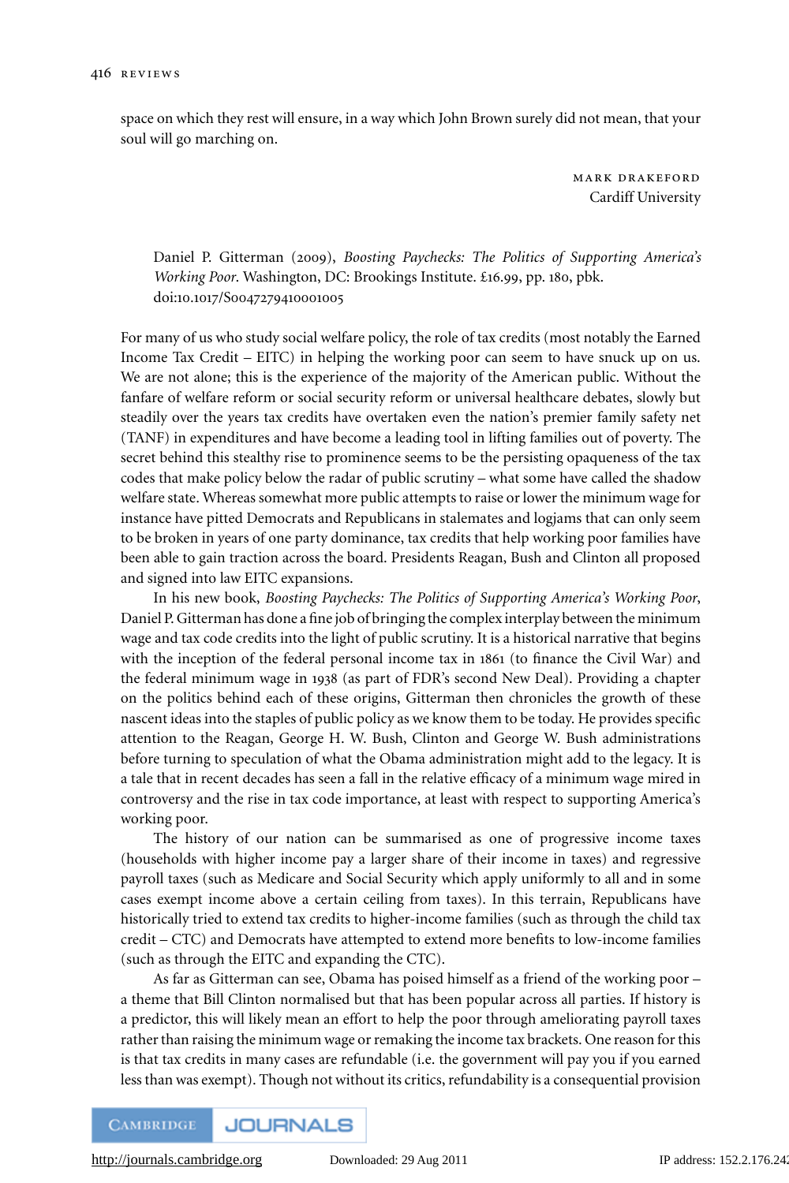space on which they rest will ensure, in a way which John Brown surely did not mean, that your soul will go marching on.

MARK DRAKEFORD
Cardiff University

Daniel P. Gitterman (2009), *Boosting Paychecks: The Politics of Supporting America's Working Poor*. Washington, DC: Brookings Institute. £16.99, pp. 180, pbk. doi:10.1017/S0047279410001005

For many of us who study social welfare policy, the role of tax credits (most notably the Earned Income Tax Credit – EITC) in helping the working poor can seem to have snuck up on us. We are not alone; this is the experience of the majority of the American public. Without the fanfare of welfare reform or social security reform or universal healthcare debates, slowly but steadily over the years tax credits have overtaken even the nation's premier family safety net (TANF) in expenditures and have become a leading tool in lifting families out of poverty. The secret behind this stealthy rise to prominence seems to be the persisting opaqueness of the tax codes that make policy below the radar of public scrutiny – what some have called the shadow welfare state. Whereas somewhat more public attempts to raise or lower the minimum wage for instance have pitted Democrats and Republicans in stalemates and logjams that can only seem to be broken in years of one party dominance, tax credits that help working poor families have been able to gain traction across the board. Presidents Reagan, Bush and Clinton all proposed and signed into law EITC expansions.

In his new book, *Boosting Paychecks: The Politics of Supporting America's Working Poor*, Daniel P. Gitterman has done a fine job of bringing the complex interplay between the minimum wage and tax code credits into the light of public scrutiny. It is a historical narrative that begins with the inception of the federal personal income tax in 1861 (to finance the Civil War) and the federal minimum wage in 1938 (as part of FDR's second New Deal). Providing a chapter on the politics behind each of these origins, Gitterman then chronicles the growth of these nascent ideas into the staples of public policy as we know them to be today. He provides specific attention to the Reagan, George H. W. Bush, Clinton and George W. Bush administrations before turning to speculation of what the Obama administration might add to the legacy. It is a tale that in recent decades has seen a fall in the relative efficacy of a minimum wage mired in controversy and the rise in tax code importance, at least with respect to supporting America's working poor.

The history of our nation can be summarised as one of progressive income taxes (households with higher income pay a larger share of their income in taxes) and regressive payroll taxes (such as Medicare and Social Security which apply uniformly to all and in some cases exempt income above a certain ceiling from taxes). In this terrain, Republicans have historically tried to extend tax credits to higher-income families (such as through the child tax credit – CTC) and Democrats have attempted to extend more benefits to low-income families (such as through the EITC and expanding the CTC).

As far as Gitterman can see, Obama has poised himself as a friend of the working poor – a theme that Bill Clinton normalised but that has been popular across all parties. If history is a predictor, this will likely mean an effort to help the poor through ameliorating payroll taxes rather than raising the minimum wage or remaking the income tax brackets. One reason for this is that tax credits in many cases are refundable (i.e. the government will pay you if you earned less than was exempt). Though not without its critics, refundability is a consequential provision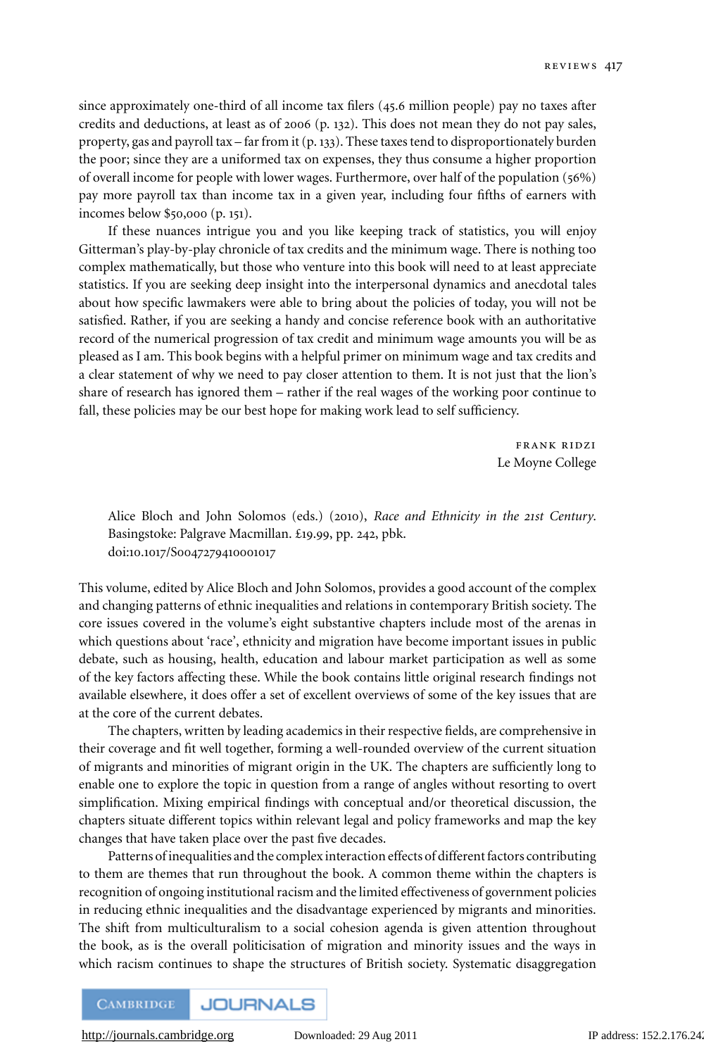since approximately one-third of all income tax filers (45.6 million people) pay no taxes after credits and deductions, at least as of 2006 (p. 132). This does not mean they do not pay sales, property, gas and payroll tax – far from it (p. 133). These taxes tend to disproportionately burden the poor; since they are a uniformed tax on expenses, they thus consume a higher proportion of overall income for people with lower wages. Furthermore, over half of the population (56%) pay more payroll tax than income tax in a given year, including four fifths of earners with incomes below $50,000 (p. 151).

If these nuances intrigue you and you like keeping track of statistics, you will enjoy Gitterman's play-by-play chronicle of tax credits and the minimum wage. There is nothing too complex mathematically, but those who venture into this book will need to at least appreciate statistics. If you are seeking deep insight into the interpersonal dynamics and anecdotal tales about how specific lawmakers were able to bring about the policies of today, you will not be satisfied. Rather, if you are seeking a handy and concise reference book with an authoritative record of the numerical progression of tax credit and minimum wage amounts you will be as pleased as I am. This book begins with a helpful primer on minimum wage and tax credits and a clear statement of why we need to pay closer attention to them. It is not just that the lion's share of research has ignored them – rather if the real wages of the working poor continue to fall, these policies may be our best hope for making work lead to self sufficiency.

FRANK RIDZI
Le Moyne College

Alice Bloch and John Solomos (eds.) (2010), *Race and Ethnicity in the 21st Century*. Basingstoke: Palgrave Macmillan. £19.99, pp. 242, pbk.
doi:10.1017/S0047279410001017

This volume, edited by Alice Bloch and John Solomos, provides a good account of the complex and changing patterns of ethnic inequalities and relations in contemporary British society. The core issues covered in the volume's eight substantive chapters include most of the arenas in which questions about 'race', ethnicity and migration have become important issues in public debate, such as housing, health, education and labour market participation as well as some of the key factors affecting these. While the book contains little original research findings not available elsewhere, it does offer a set of excellent overviews of some of the key issues that are at the core of the current debates.

The chapters, written by leading academics in their respective fields, are comprehensive in their coverage and fit well together, forming a well-rounded overview of the current situation of migrants and minorities of migrant origin in the UK. The chapters are sufficiently long to enable one to explore the topic in question from a range of angles without resorting to overt simplification. Mixing empirical findings with conceptual and/or theoretical discussion, the chapters situate different topics within relevant legal and policy frameworks and map the key changes that have taken place over the past five decades.

Patterns of inequalities and the complex interaction effects of different factors contributing to them are themes that run throughout the book. A common theme within the chapters is recognition of ongoing institutional racism and the limited effectiveness of government policies in reducing ethnic inequalities and the disadvantage experienced by migrants and minorities. The shift from multiculturalism to a social cohesion agenda is given attention throughout the book, as is the overall politicisation of migration and minority issues and the ways in which racism continues to shape the structures of British society. Systematic disaggregation